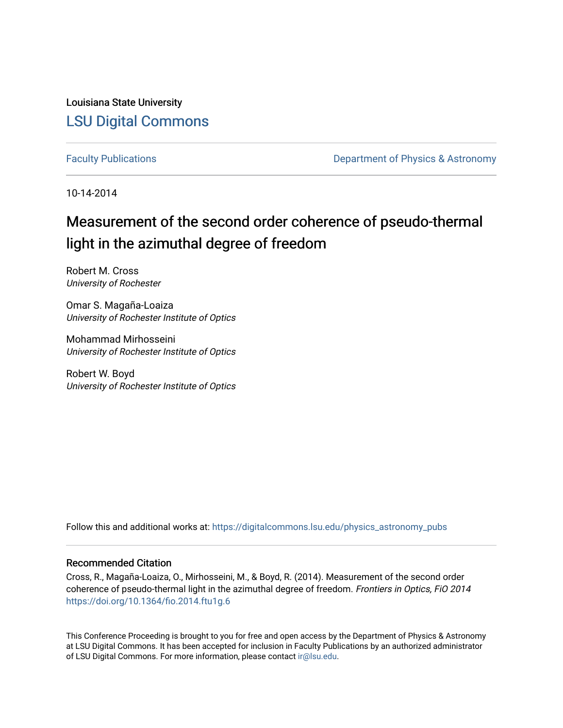Louisiana State University

LSU Digital Commons

Faculty Publications | Department of Physics & Astronomy

10-14-2014

# Measurement of the second order coherence of pseudo-thermal light in the azimuthal degree of freedom

Robert M. Cross
*University of Rochester*

Omar S. Magaña-Loaiza
*University of Rochester Institute of Optics*

Mohammad Mirhosseini
*University of Rochester Institute of Optics*

Robert W. Boyd
*University of Rochester Institute of Optics*

Follow this and additional works at: https://digitalcommons.lsu.edu/physics_astronomy_pubs

## Recommended Citation

Cross, R., Magaña-Loaiza, O., Mirhosseini, M., & Boyd, R. (2014). Measurement of the second order coherence of pseudo-thermal light in the azimuthal degree of freedom. *Frontiers in Optics, FiO 2014* https://doi.org/10.1364/fio.2014.ftu1g.6

This Conference Proceeding is brought to you for free and open access by the Department of Physics & Astronomy at LSU Digital Commons. It has been accepted for inclusion in Faculty Publications by an authorized administrator of LSU Digital Commons. For more information, please contact ir@lsu.edu.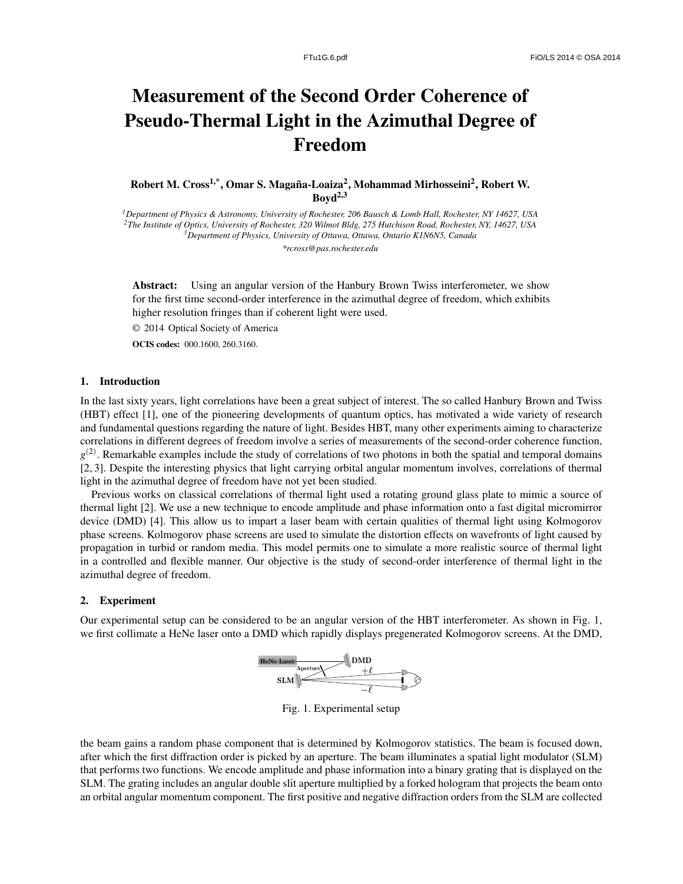# Measurement of the Second Order Coherence of Pseudo-Thermal Light in the Azimuthal Degree of Freedom

**Robert M. Cross[1,*], Omar S. Magaña-Loaiza[2], Mohammad Mirhosseini[2], Robert W. Boyd[2,3]**

[1]*Department of Physics & Astronomy, University of Rochester, 206 Bausch & Lomb Hall, Rochester, NY 14627, USA*
[2]*The Institute of Optics, University of Rochester, 320 Wilmot Bldg, 275 Hutchison Road, Rochester, NY, 14627, USA*
[3]*Department of Physics, University of Ottawa, Ottawa, Ontario K1N6N5, Canada*
*\*rcross@pas.rochester.edu*

**Abstract:** Using an angular version of the Hanbury Brown Twiss interferometer, we show for the first time second-order interference in the azimuthal degree of freedom, which exhibits higher resolution fringes than if coherent light were used.

© 2014 Optical Society of America

**OCIS codes:** 000.1600, 260.3160.

## 1. Introduction

In the last sixty years, light correlations have been a great subject of interest. The so called Hanbury Brown and Twiss (HBT) effect [1], one of the pioneering developments of quantum optics, has motivated a wide variety of research and fundamental questions regarding the nature of light. Besides HBT, many other experiments aiming to characterize correlations in different degrees of freedom involve a series of measurements of the second-order coherence function, $g^{(2)}$. Remarkable examples include the study of correlations of two photons in both the spatial and temporal domains [2, 3]. Despite the interesting physics that light carrying orbital angular momentum involves, correlations of thermal light in the azimuthal degree of freedom have not yet been studied.

Previous works on classical correlations of thermal light used a rotating ground glass plate to mimic a source of thermal light [2]. We use a new technique to encode amplitude and phase information onto a fast digital micromirror device (DMD) [4]. This allow us to impart a laser beam with certain qualities of thermal light using Kolmogorov phase screens. Kolmogorov phase screens are used to simulate the distortion effects on wavefronts of light caused by propagation in turbid or random media. This model permits one to simulate a more realistic source of thermal light in a controlled and flexible manner. Our objective is the study of second-order interference of thermal light in the azimuthal degree of freedom.

## 2. Experiment

Our experimental setup can be considered to be an angular version of the HBT interferometer. As shown in Fig. 1, we first collimate a HeNe laser onto a DMD which rapidly displays pregenerated Kolmogorov screens. At the DMD,

Fig. 1. Experimental setup

the beam gains a random phase component that is determined by Kolmogorov statistics. The beam is focused down, after which the first diffraction order is picked by an aperture. The beam illuminates a spatial light modulator (SLM) that performs two functions. We encode amplitude and phase information into a binary grating that is displayed on the SLM. The grating includes an angular double slit aperture multiplied by a forked hologram that projects the beam onto an orbital angular momentum component. The first positive and negative diffraction orders from the SLM are collected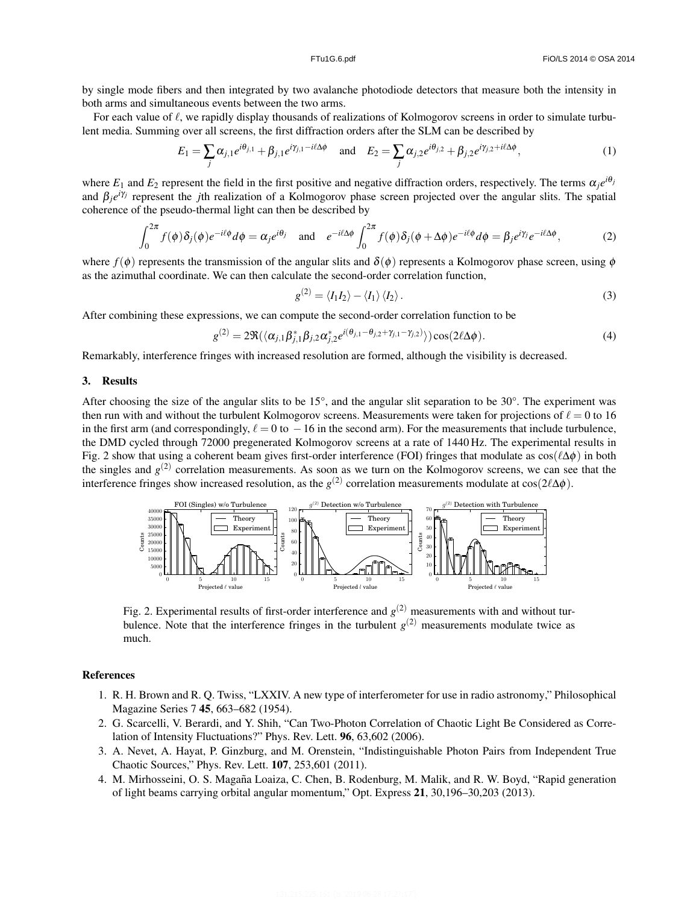by single mode fibers and then integrated by two avalanche photodiode detectors that measure both the intensity in both arms and simultaneous events between the two arms.

For each value of $\ell$, we rapidly display thousands of realizations of Kolmogorov screens in order to simulate turbulent media. Summing over all screens, the first diffraction orders after the SLM can be described by

$$E_1 = \sum_j \alpha_{j,1} e^{i\theta_{j,1}} + \beta_{j,1} e^{i\gamma_{j,1} - i\ell\Delta\phi} \quad \text{and} \quad E_2 = \sum_j \alpha_{j,2} e^{i\theta_{j,2}} + \beta_{j,2} e^{i\gamma_{j,2} + i\ell\Delta\phi}, \tag{1}$$

where $E_1$ and $E_2$ represent the field in the first positive and negative diffraction orders, respectively. The terms $\alpha_j e^{i\theta_j}$ and $\beta_j e^{i\gamma_j}$ represent the $j$th realization of a Kolmogorov phase screen projected over the angular slits. The spatial coherence of the pseudo-thermal light can then be described by

$$\int_0^{2\pi} f(\phi)\delta_j(\phi) e^{-i\ell\phi} d\phi = \alpha_j e^{i\theta_j} \quad \text{and} \quad e^{-i\ell\Delta\phi} \int_0^{2\pi} f(\phi)\delta_j(\phi + \Delta\phi) e^{-i\ell\phi} d\phi = \beta_j e^{i\gamma_j} e^{-i\ell\Delta\phi}, \tag{2}$$

where $f(\phi)$ represents the transmission of the angular slits and $\delta(\phi)$ represents a Kolmogorov phase screen, using $\phi$ as the azimuthal coordinate. We can then calculate the second-order correlation function,

$$g^{(2)} = \langle I_1 I_2 \rangle - \langle I_1 \rangle \langle I_2 \rangle. \tag{3}$$

After combining these expressions, we can compute the second-order correlation function to be

$$g^{(2)} = 2\Re(\langle \alpha_{j,1}\beta_{j,1}^* \beta_{j,2}\alpha_{j,2}^* e^{i(\theta_{j,1} - \theta_{j,2} + \gamma_{j,1} - \gamma_{j,2})} \rangle) \cos(2\ell\Delta\phi). \tag{4}$$

Remarkably, interference fringes with increased resolution are formed, although the visibility is decreased.

## 3. Results

After choosing the size of the angular slits to be 15°, and the angular slit separation to be 30°. The experiment was then run with and without the turbulent Kolmogorov screens. Measurements were taken for projections of $\ell = 0$ to 16 in the first arm (and correspondingly, $\ell = 0$ to $-16$ in the second arm). For the measurements that include turbulence, the DMD cycled through 72000 pregenerated Kolmogorov screens at a rate of 1440 Hz. The experimental results in Fig. 2 show that using a coherent beam gives first-order interference (FOI) fringes that modulate as $\cos(\ell\Delta\phi)$ in both the singles and $g^{(2)}$ correlation measurements. As soon as we turn on the Kolmogorov screens, we can see that the interference fringes show increased resolution, as the $g^{(2)}$ correlation measurements modulate at $\cos(2\ell\Delta\phi)$.

FOI (Singles) w/o Turbulence
$g^{(2)}$ Detection w/o Turbulence
$g^{(2)}$ Detection with Turbulence
Theory
Experiment
Counts
Projected $\ell$ value

Fig. 2. Experimental results of first-order interference and $g^{(2)}$ measurements with and without turbulence. Note that the interference fringes in the turbulent $g^{(2)}$ measurements modulate twice as much.

## References

1. R. H. Brown and R. Q. Twiss, "LXXIV. A new type of interferometer for use in radio astronomy," Philosophical Magazine Series 7 **45**, 663–682 (1954).
2. G. Scarcelli, V. Berardi, and Y. Shih, "Can Two-Photon Correlation of Chaotic Light Be Considered as Correlation of Intensity Fluctuations?" Phys. Rev. Lett. **96**, 63,602 (2006).
3. A. Nevet, A. Hayat, P. Ginzburg, and M. Orenstein, "Indistinguishable Photon Pairs from Independent True Chaotic Sources," Phys. Rev. Lett. **107**, 253,601 (2011).
4. M. Mirhosseini, O. S. Magaña Loaiza, C. Chen, B. Rodenburg, M. Malik, and R. W. Boyd, "Rapid generation of light beams carrying orbital angular momentum," Opt. Express **21**, 30,196–30,203 (2013).